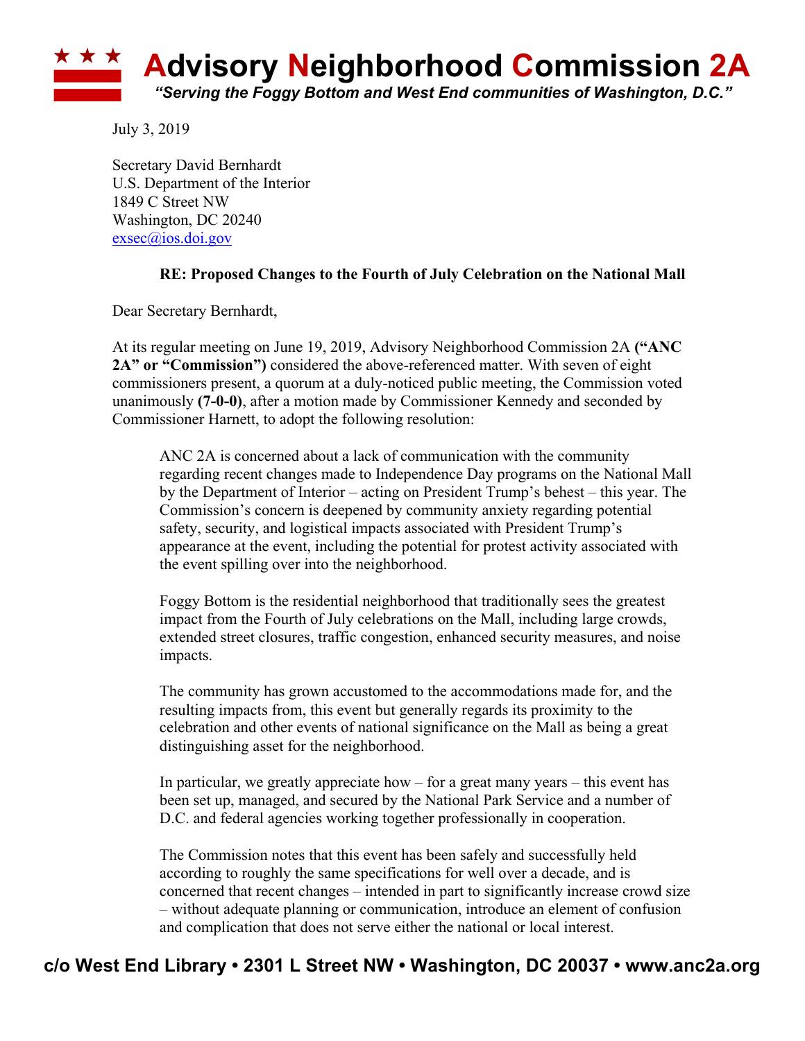# Advisory Neighborhood Commission 2A

*"Serving the Foggy Bottom and West End communities of Washington, D.C."*

July 3, 2019

Secretary David Bernhardt
U.S. Department of the Interior
1849 C Street NW
Washington, DC 20240
exsec@ios.doi.gov

**RE: Proposed Changes to the Fourth of July Celebration on the National Mall**

Dear Secretary Bernhardt,

At its regular meeting on June 19, 2019, Advisory Neighborhood Commission 2A **("ANC 2A" or "Commission")** considered the above-referenced matter. With seven of eight commissioners present, a quorum at a duly-noticed public meeting, the Commission voted unanimously **(7-0-0)**, after a motion made by Commissioner Kennedy and seconded by Commissioner Harnett, to adopt the following resolution:

> ANC 2A is concerned about a lack of communication with the community regarding recent changes made to Independence Day programs on the National Mall by the Department of Interior – acting on President Trump's behest – this year. The Commission's concern is deepened by community anxiety regarding potential safety, security, and logistical impacts associated with President Trump's appearance at the event, including the potential for protest activity associated with the event spilling over into the neighborhood.
>
> Foggy Bottom is the residential neighborhood that traditionally sees the greatest impact from the Fourth of July celebrations on the Mall, including large crowds, extended street closures, traffic congestion, enhanced security measures, and noise impacts.
>
> The community has grown accustomed to the accommodations made for, and the resulting impacts from, this event but generally regards its proximity to the celebration and other events of national significance on the Mall as being a great distinguishing asset for the neighborhood.
>
> In particular, we greatly appreciate how – for a great many years – this event has been set up, managed, and secured by the National Park Service and a number of D.C. and federal agencies working together professionally in cooperation.
>
> The Commission notes that this event has been safely and successfully held according to roughly the same specifications for well over a decade, and is concerned that recent changes – intended in part to significantly increase crowd size – without adequate planning or communication, introduce an element of confusion and complication that does not serve either the national or local interest.

c/o West End Library • 2301 L Street NW • Washington, DC 20037 • www.anc2a.org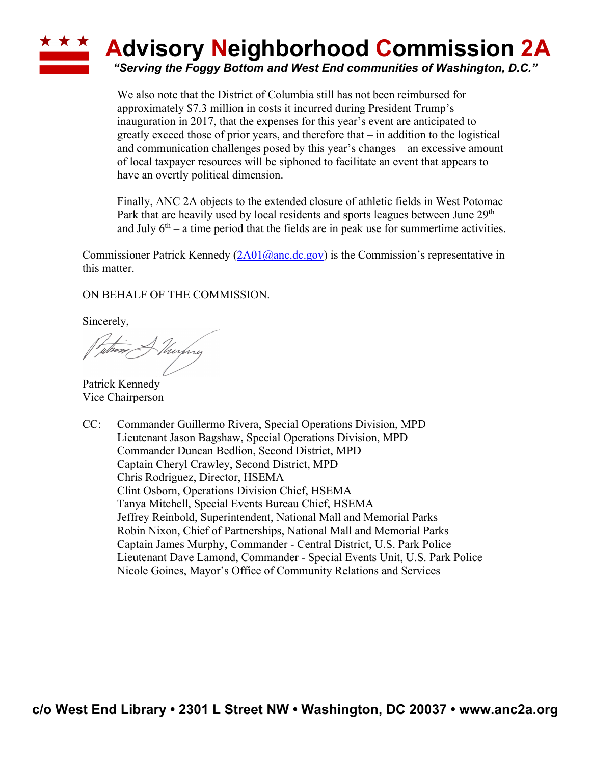We also note that the District of Columbia still has not been reimbursed for approximately $7.3 million in costs it incurred during President Trump's inauguration in 2017, that the expenses for this year's event are anticipated to greatly exceed those of prior years, and therefore that – in addition to the logistical and communication challenges posed by this year's changes – an excessive amount of local taxpayer resources will be siphoned to facilitate an event that appears to have an overtly political dimension.

Finally, ANC 2A objects to the extended closure of athletic fields in West Potomac Park that are heavily used by local residents and sports leagues between June 29th and July 6th – a time period that the fields are in peak use for summertime activities.

Commissioner Patrick Kennedy (2A01@anc.dc.gov) is the Commission's representative in this matter.

ON BEHALF OF THE COMMISSION.

Sincerely,

Patrick Kennedy
Vice Chairperson

CC: Commander Guillermo Rivera, Special Operations Division, MPD
Lieutenant Jason Bagshaw, Special Operations Division, MPD
Commander Duncan Bedlion, Second District, MPD
Captain Cheryl Crawley, Second District, MPD
Chris Rodriguez, Director, HSEMA
Clint Osborn, Operations Division Chief, HSEMA
Tanya Mitchell, Special Events Bureau Chief, HSEMA
Jeffrey Reinbold, Superintendent, National Mall and Memorial Parks
Robin Nixon, Chief of Partnerships, National Mall and Memorial Parks
Captain James Murphy, Commander - Central District, U.S. Park Police
Lieutenant Dave Lamond, Commander - Special Events Unit, U.S. Park Police
Nicole Goines, Mayor's Office of Community Relations and Services